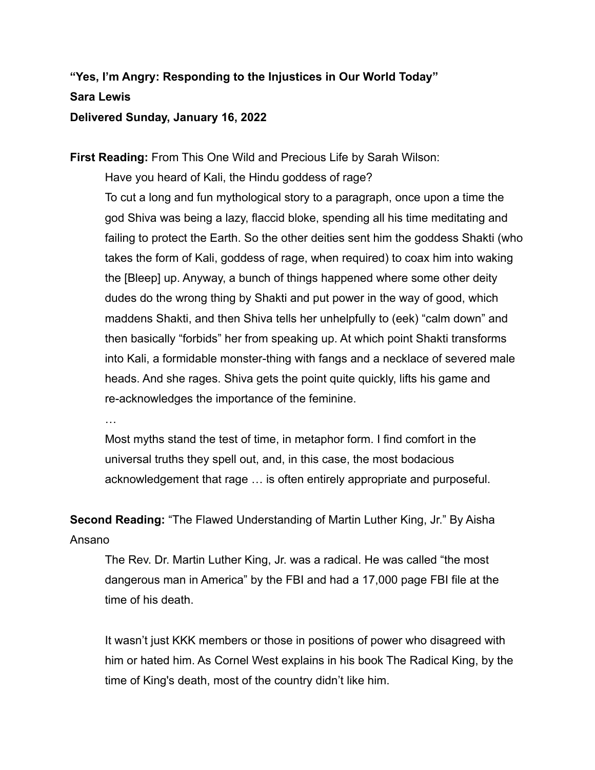**"Yes, I'm Angry: Responding to the Injustices in Our World Today"**

**Sara Lewis**

**Delivered Sunday, January 16, 2022**

**First Reading:** From This One Wild and Precious Life by Sarah Wilson:

> Have you heard of Kali, the Hindu goddess of rage?
>
> To cut a long and fun mythological story to a paragraph, once upon a time the god Shiva was being a lazy, flaccid bloke, spending all his time meditating and failing to protect the Earth. So the other deities sent him the goddess Shakti (who takes the form of Kali, goddess of rage, when required) to coax him into waking the [Bleep] up. Anyway, a bunch of things happened where some other deity dudes do the wrong thing by Shakti and put power in the way of good, which maddens Shakti, and then Shiva tells her unhelpfully to (eek) "calm down" and then basically "forbids" her from speaking up. At which point Shakti transforms into Kali, a formidable monster-thing with fangs and a necklace of severed male heads. And she rages. Shiva gets the point quite quickly, lifts his game and re-acknowledges the importance of the feminine.
>
> …
>
> Most myths stand the test of time, in metaphor form. I find comfort in the universal truths they spell out, and, in this case, the most bodacious acknowledgement that rage … is often entirely appropriate and purposeful.

**Second Reading:** "The Flawed Understanding of Martin Luther King, Jr." By Aisha Ansano

> The Rev. Dr. Martin Luther King, Jr. was a radical. He was called "the most dangerous man in America" by the FBI and had a 17,000 page FBI file at the time of his death.
>
> It wasn't just KKK members or those in positions of power who disagreed with him or hated him. As Cornel West explains in his book The Radical King, by the time of King's death, most of the country didn't like him.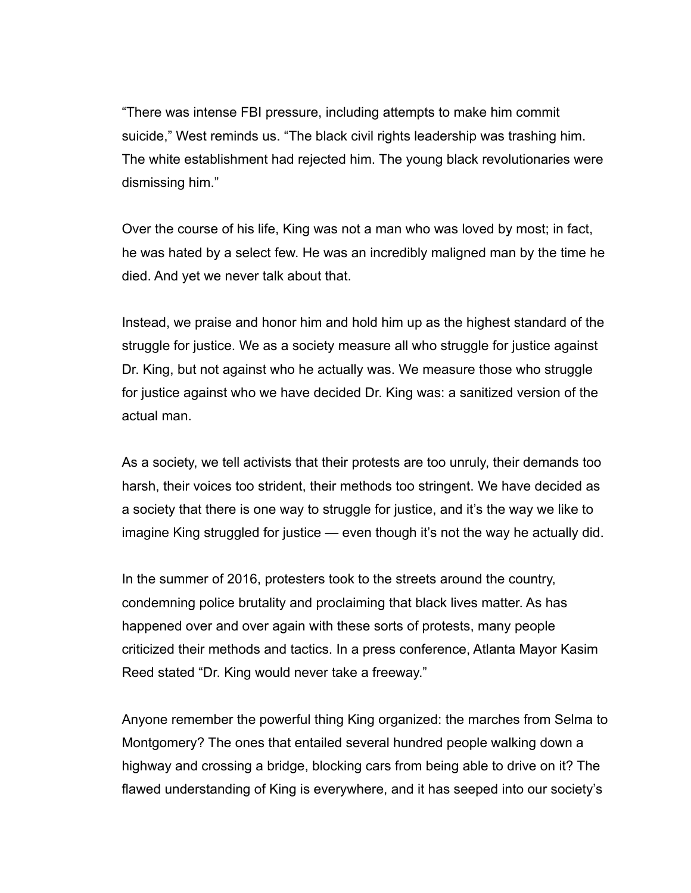“There was intense FBI pressure, including attempts to make him commit suicide,” West reminds us. “The black civil rights leadership was trashing him. The white establishment had rejected him. The young black revolutionaries were dismissing him.”

Over the course of his life, King was not a man who was loved by most; in fact, he was hated by a select few. He was an incredibly maligned man by the time he died. And yet we never talk about that.

Instead, we praise and honor him and hold him up as the highest standard of the struggle for justice. We as a society measure all who struggle for justice against Dr. King, but not against who he actually was. We measure those who struggle for justice against who we have decided Dr. King was: a sanitized version of the actual man.

As a society, we tell activists that their protests are too unruly, their demands too harsh, their voices too strident, their methods too stringent. We have decided as a society that there is one way to struggle for justice, and it’s the way we like to imagine King struggled for justice — even though it’s not the way he actually did.

In the summer of 2016, protesters took to the streets around the country, condemning police brutality and proclaiming that black lives matter. As has happened over and over again with these sorts of protests, many people criticized their methods and tactics. In a press conference, Atlanta Mayor Kasim Reed stated “Dr. King would never take a freeway.”

Anyone remember the powerful thing King organized: the marches from Selma to Montgomery? The ones that entailed several hundred people walking down a highway and crossing a bridge, blocking cars from being able to drive on it? The flawed understanding of King is everywhere, and it has seeped into our society’s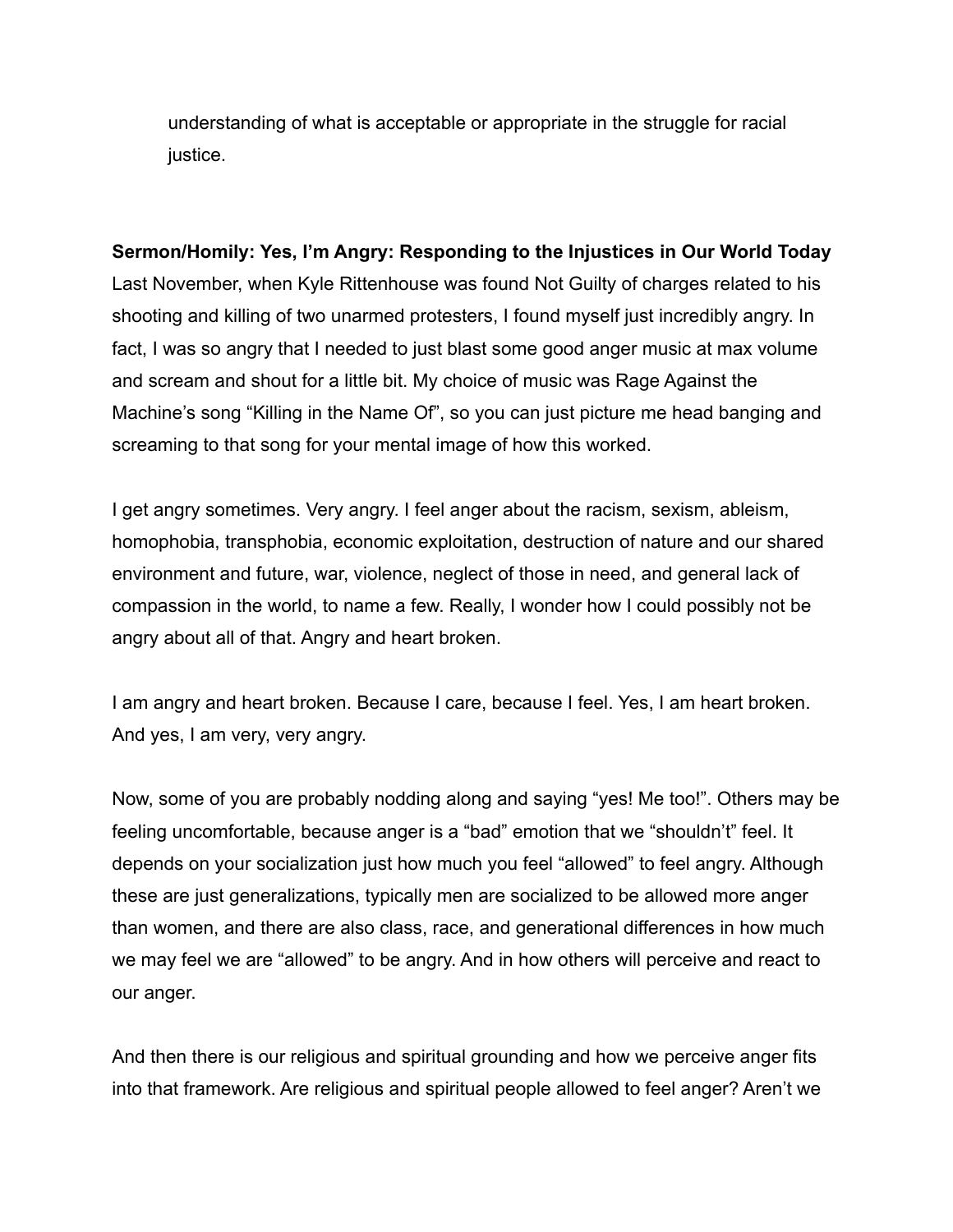understanding of what is acceptable or appropriate in the struggle for racial justice.

**Sermon/Homily: Yes, I'm Angry: Responding to the Injustices in Our World Today**

Last November, when Kyle Rittenhouse was found Not Guilty of charges related to his shooting and killing of two unarmed protesters, I found myself just incredibly angry. In fact, I was so angry that I needed to just blast some good anger music at max volume and scream and shout for a little bit. My choice of music was Rage Against the Machine's song "Killing in the Name Of", so you can just picture me head banging and screaming to that song for your mental image of how this worked.

I get angry sometimes. Very angry. I feel anger about the racism, sexism, ableism, homophobia, transphobia, economic exploitation, destruction of nature and our shared environment and future, war, violence, neglect of those in need, and general lack of compassion in the world, to name a few. Really, I wonder how I could possibly not be angry about all of that. Angry and heart broken.

I am angry and heart broken. Because I care, because I feel. Yes, I am heart broken. And yes, I am very, very angry.

Now, some of you are probably nodding along and saying "yes! Me too!". Others may be feeling uncomfortable, because anger is a "bad" emotion that we "shouldn't" feel. It depends on your socialization just how much you feel "allowed" to feel angry. Although these are just generalizations, typically men are socialized to be allowed more anger than women, and there are also class, race, and generational differences in how much we may feel we are "allowed" to be angry. And in how others will perceive and react to our anger.

And then there is our religious and spiritual grounding and how we perceive anger fits into that framework. Are religious and spiritual people allowed to feel anger? Aren't we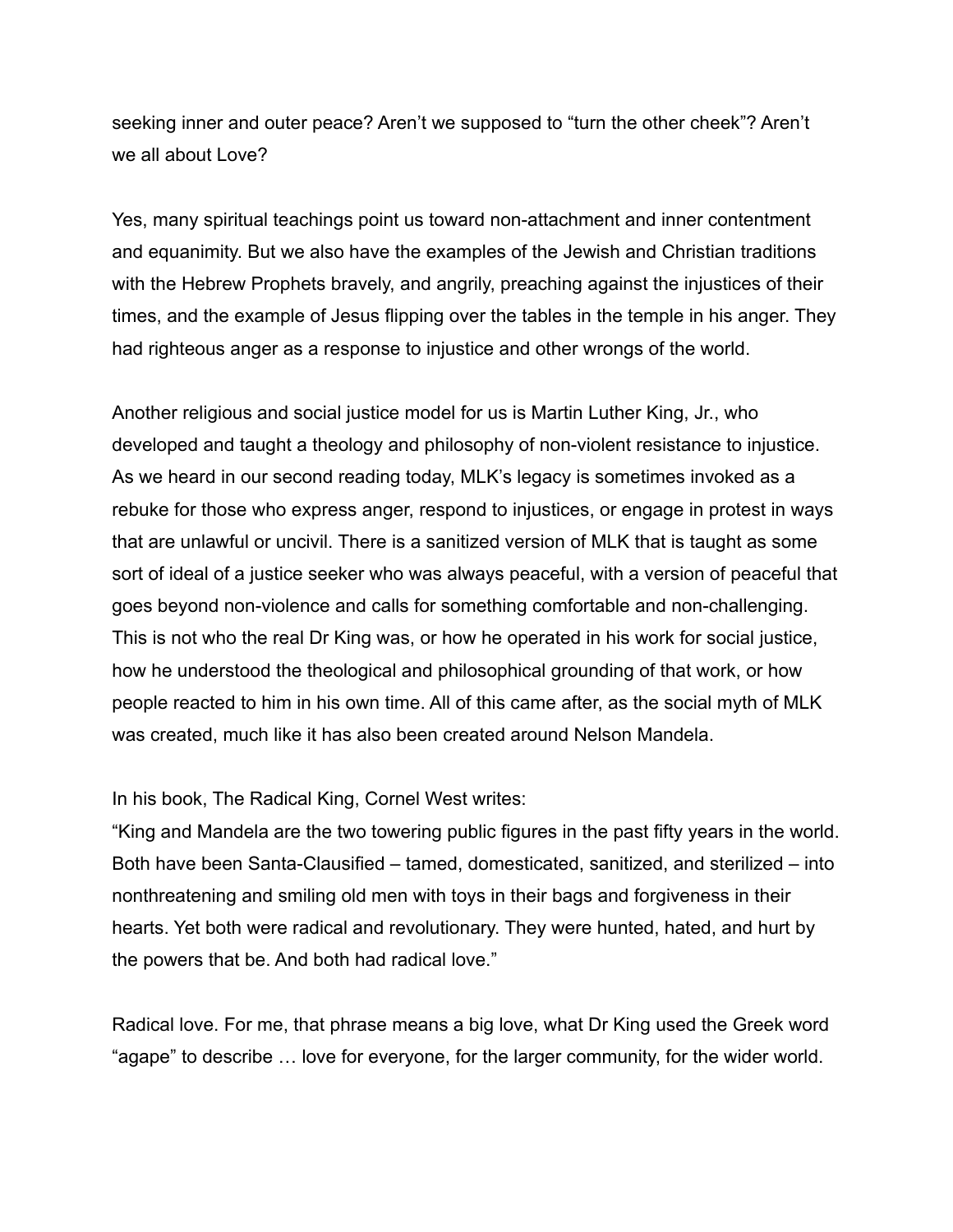seeking inner and outer peace? Aren't we supposed to "turn the other cheek"? Aren't we all about Love?

Yes, many spiritual teachings point us toward non-attachment and inner contentment and equanimity. But we also have the examples of the Jewish and Christian traditions with the Hebrew Prophets bravely, and angrily, preaching against the injustices of their times, and the example of Jesus flipping over the tables in the temple in his anger. They had righteous anger as a response to injustice and other wrongs of the world.

Another religious and social justice model for us is Martin Luther King, Jr., who developed and taught a theology and philosophy of non-violent resistance to injustice. As we heard in our second reading today, MLK's legacy is sometimes invoked as a rebuke for those who express anger, respond to injustices, or engage in protest in ways that are unlawful or uncivil. There is a sanitized version of MLK that is taught as some sort of ideal of a justice seeker who was always peaceful, with a version of peaceful that goes beyond non-violence and calls for something comfortable and non-challenging. This is not who the real Dr King was, or how he operated in his work for social justice, how he understood the theological and philosophical grounding of that work, or how people reacted to him in his own time. All of this came after, as the social myth of MLK was created, much like it has also been created around Nelson Mandela.

In his book, The Radical King, Cornel West writes:
"King and Mandela are the two towering public figures in the past fifty years in the world. Both have been Santa-Clausified – tamed, domesticated, sanitized, and sterilized – into nonthreatening and smiling old men with toys in their bags and forgiveness in their hearts. Yet both were radical and revolutionary. They were hunted, hated, and hurt by the powers that be. And both had radical love."

Radical love. For me, that phrase means a big love, what Dr King used the Greek word "agape" to describe … love for everyone, for the larger community, for the wider world.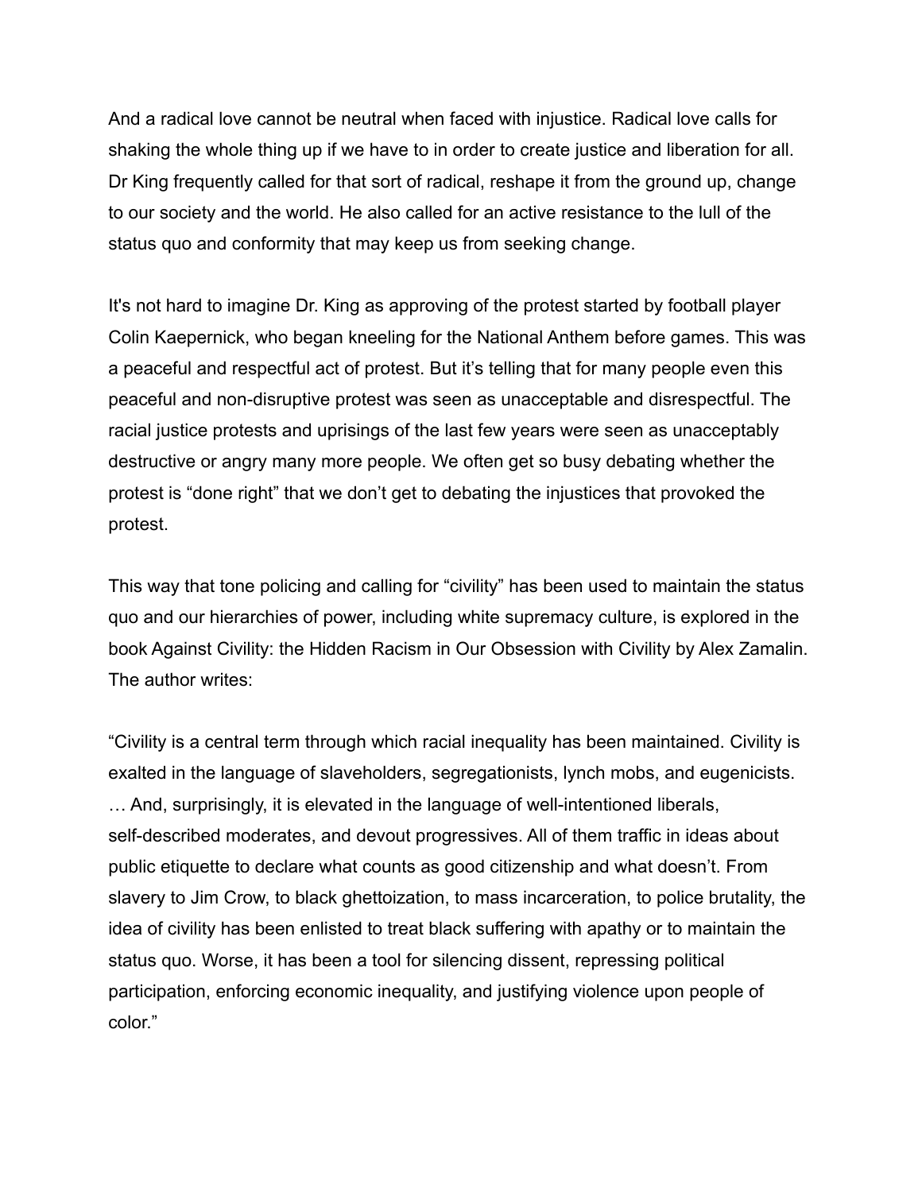And a radical love cannot be neutral when faced with injustice. Radical love calls for shaking the whole thing up if we have to in order to create justice and liberation for all. Dr King frequently called for that sort of radical, reshape it from the ground up, change to our society and the world. He also called for an active resistance to the lull of the status quo and conformity that may keep us from seeking change.

It's not hard to imagine Dr. King as approving of the protest started by football player Colin Kaepernick, who began kneeling for the National Anthem before games. This was a peaceful and respectful act of protest. But it's telling that for many people even this peaceful and non-disruptive protest was seen as unacceptable and disrespectful. The racial justice protests and uprisings of the last few years were seen as unacceptably destructive or angry many more people. We often get so busy debating whether the protest is "done right" that we don't get to debating the injustices that provoked the protest.

This way that tone policing and calling for "civility" has been used to maintain the status quo and our hierarchies of power, including white supremacy culture, is explored in the book Against Civility: the Hidden Racism in Our Obsession with Civility by Alex Zamalin. The author writes:

"Civility is a central term through which racial inequality has been maintained. Civility is exalted in the language of slaveholders, segregationists, lynch mobs, and eugenicists. … And, surprisingly, it is elevated in the language of well-intentioned liberals, self-described moderates, and devout progressives. All of them traffic in ideas about public etiquette to declare what counts as good citizenship and what doesn't. From slavery to Jim Crow, to black ghettoization, to mass incarceration, to police brutality, the idea of civility has been enlisted to treat black suffering with apathy or to maintain the status quo. Worse, it has been a tool for silencing dissent, repressing political participation, enforcing economic inequality, and justifying violence upon people of color."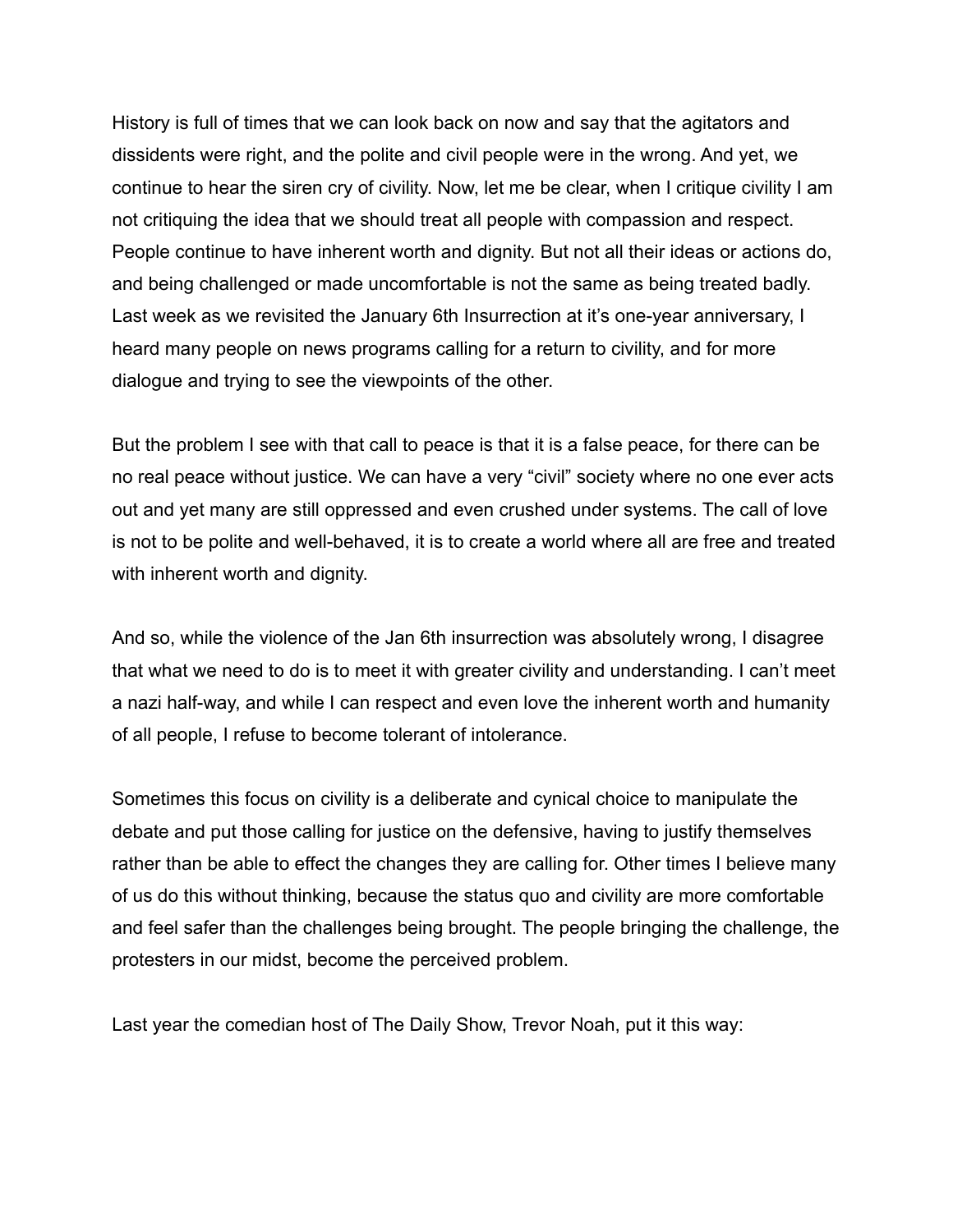History is full of times that we can look back on now and say that the agitators and dissidents were right, and the polite and civil people were in the wrong. And yet, we continue to hear the siren cry of civility. Now, let me be clear, when I critique civility I am not critiquing the idea that we should treat all people with compassion and respect. People continue to have inherent worth and dignity. But not all their ideas or actions do, and being challenged or made uncomfortable is not the same as being treated badly. Last week as we revisited the January 6th Insurrection at it's one-year anniversary, I heard many people on news programs calling for a return to civility, and for more dialogue and trying to see the viewpoints of the other.

But the problem I see with that call to peace is that it is a false peace, for there can be no real peace without justice. We can have a very "civil" society where no one ever acts out and yet many are still oppressed and even crushed under systems. The call of love is not to be polite and well-behaved, it is to create a world where all are free and treated with inherent worth and dignity.

And so, while the violence of the Jan 6th insurrection was absolutely wrong, I disagree that what we need to do is to meet it with greater civility and understanding. I can't meet a nazi half-way, and while I can respect and even love the inherent worth and humanity of all people, I refuse to become tolerant of intolerance.

Sometimes this focus on civility is a deliberate and cynical choice to manipulate the debate and put those calling for justice on the defensive, having to justify themselves rather than be able to effect the changes they are calling for. Other times I believe many of us do this without thinking, because the status quo and civility are more comfortable and feel safer than the challenges being brought. The people bringing the challenge, the protesters in our midst, become the perceived problem.

Last year the comedian host of The Daily Show, Trevor Noah, put it this way: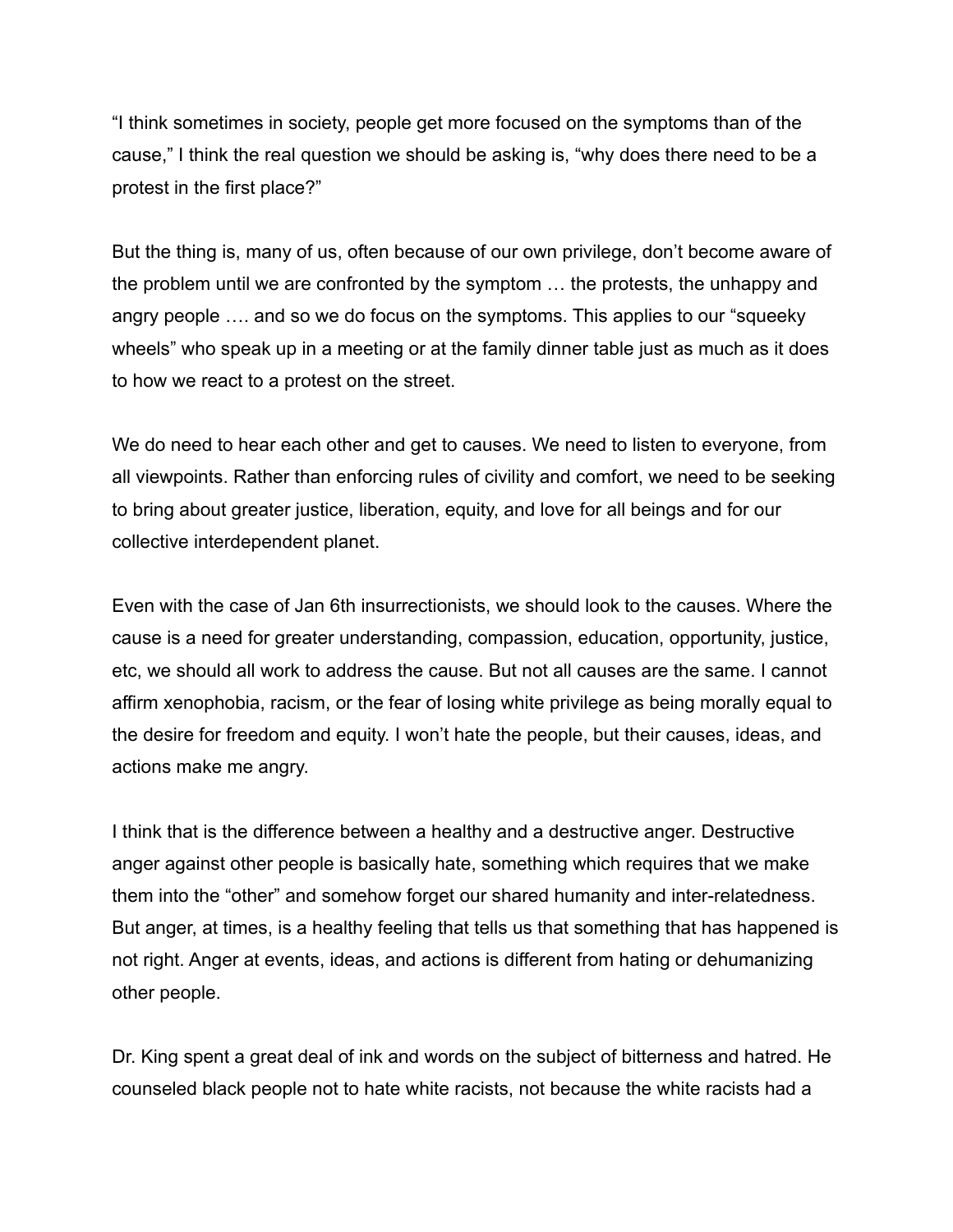"I think sometimes in society, people get more focused on the symptoms than of the cause," I think the real question we should be asking is, "why does there need to be a protest in the first place?"

But the thing is, many of us, often because of our own privilege, don't become aware of the problem until we are confronted by the symptom … the protests, the unhappy and angry people …. and so we do focus on the symptoms. This applies to our "squeeky wheels" who speak up in a meeting or at the family dinner table just as much as it does to how we react to a protest on the street.

We do need to hear each other and get to causes. We need to listen to everyone, from all viewpoints. Rather than enforcing rules of civility and comfort, we need to be seeking to bring about greater justice, liberation, equity, and love for all beings and for our collective interdependent planet.

Even with the case of Jan 6th insurrectionists, we should look to the causes. Where the cause is a need for greater understanding, compassion, education, opportunity, justice, etc, we should all work to address the cause. But not all causes are the same. I cannot affirm xenophobia, racism, or the fear of losing white privilege as being morally equal to the desire for freedom and equity. I won't hate the people, but their causes, ideas, and actions make me angry.

I think that is the difference between a healthy and a destructive anger. Destructive anger against other people is basically hate, something which requires that we make them into the "other" and somehow forget our shared humanity and inter-relatedness. But anger, at times, is a healthy feeling that tells us that something that has happened is not right. Anger at events, ideas, and actions is different from hating or dehumanizing other people.

Dr. King spent a great deal of ink and words on the subject of bitterness and hatred. He counseled black people not to hate white racists, not because the white racists had a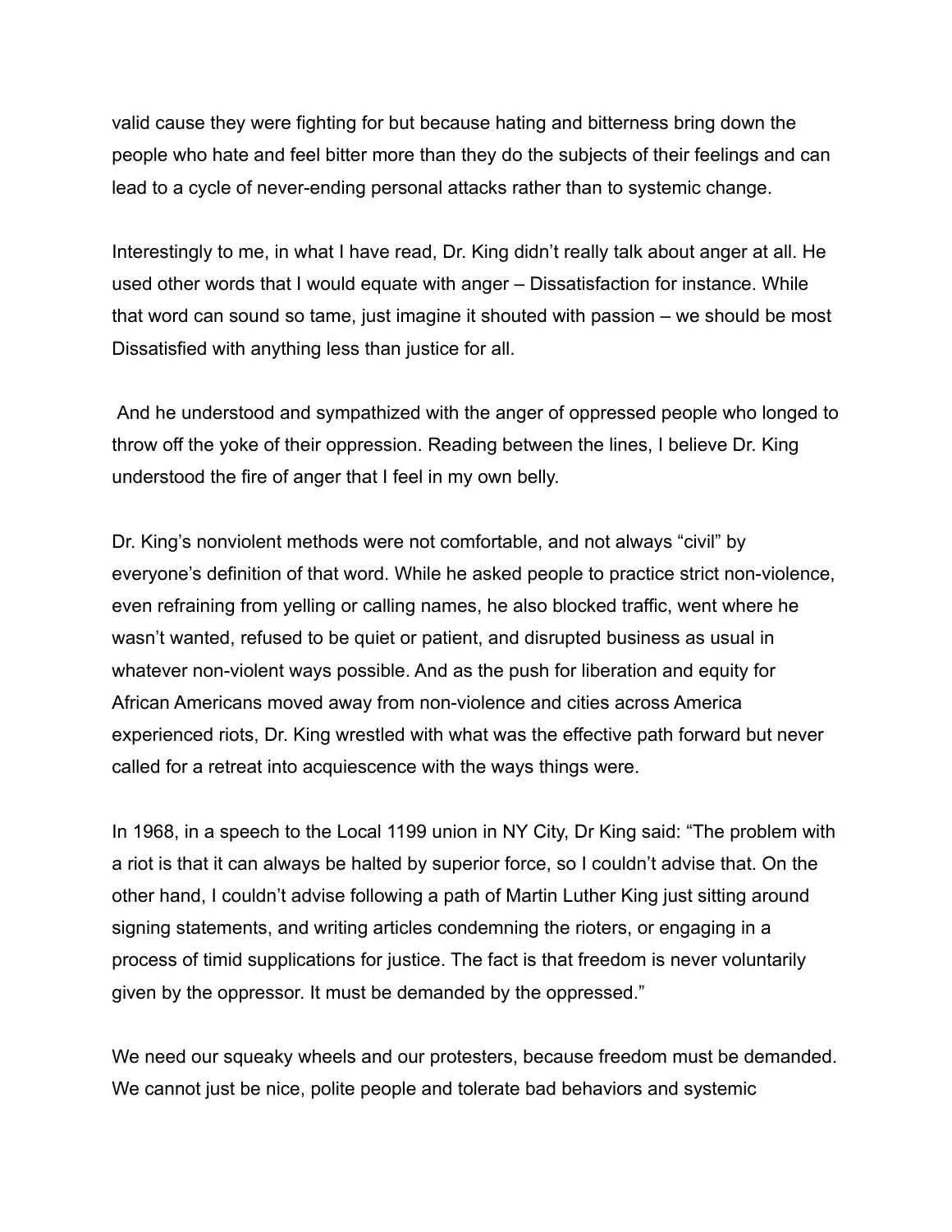valid cause they were fighting for but because hating and bitterness bring down the people who hate and feel bitter more than they do the subjects of their feelings and can lead to a cycle of never-ending personal attacks rather than to systemic change.

Interestingly to me, in what I have read, Dr. King didn't really talk about anger at all. He used other words that I would equate with anger – Dissatisfaction for instance. While that word can sound so tame, just imagine it shouted with passion – we should be most Dissatisfied with anything less than justice for all.

And he understood and sympathized with the anger of oppressed people who longed to throw off the yoke of their oppression. Reading between the lines, I believe Dr. King understood the fire of anger that I feel in my own belly.

Dr. King's nonviolent methods were not comfortable, and not always "civil" by everyone's definition of that word. While he asked people to practice strict non-violence, even refraining from yelling or calling names, he also blocked traffic, went where he wasn't wanted, refused to be quiet or patient, and disrupted business as usual in whatever non-violent ways possible. And as the push for liberation and equity for African Americans moved away from non-violence and cities across America experienced riots, Dr. King wrestled with what was the effective path forward but never called for a retreat into acquiescence with the ways things were.

In 1968, in a speech to the Local 1199 union in NY City, Dr King said: "The problem with a riot is that it can always be halted by superior force, so I couldn't advise that. On the other hand, I couldn't advise following a path of Martin Luther King just sitting around signing statements, and writing articles condemning the rioters, or engaging in a process of timid supplications for justice. The fact is that freedom is never voluntarily given by the oppressor. It must be demanded by the oppressed."

We need our squeaky wheels and our protesters, because freedom must be demanded. We cannot just be nice, polite people and tolerate bad behaviors and systemic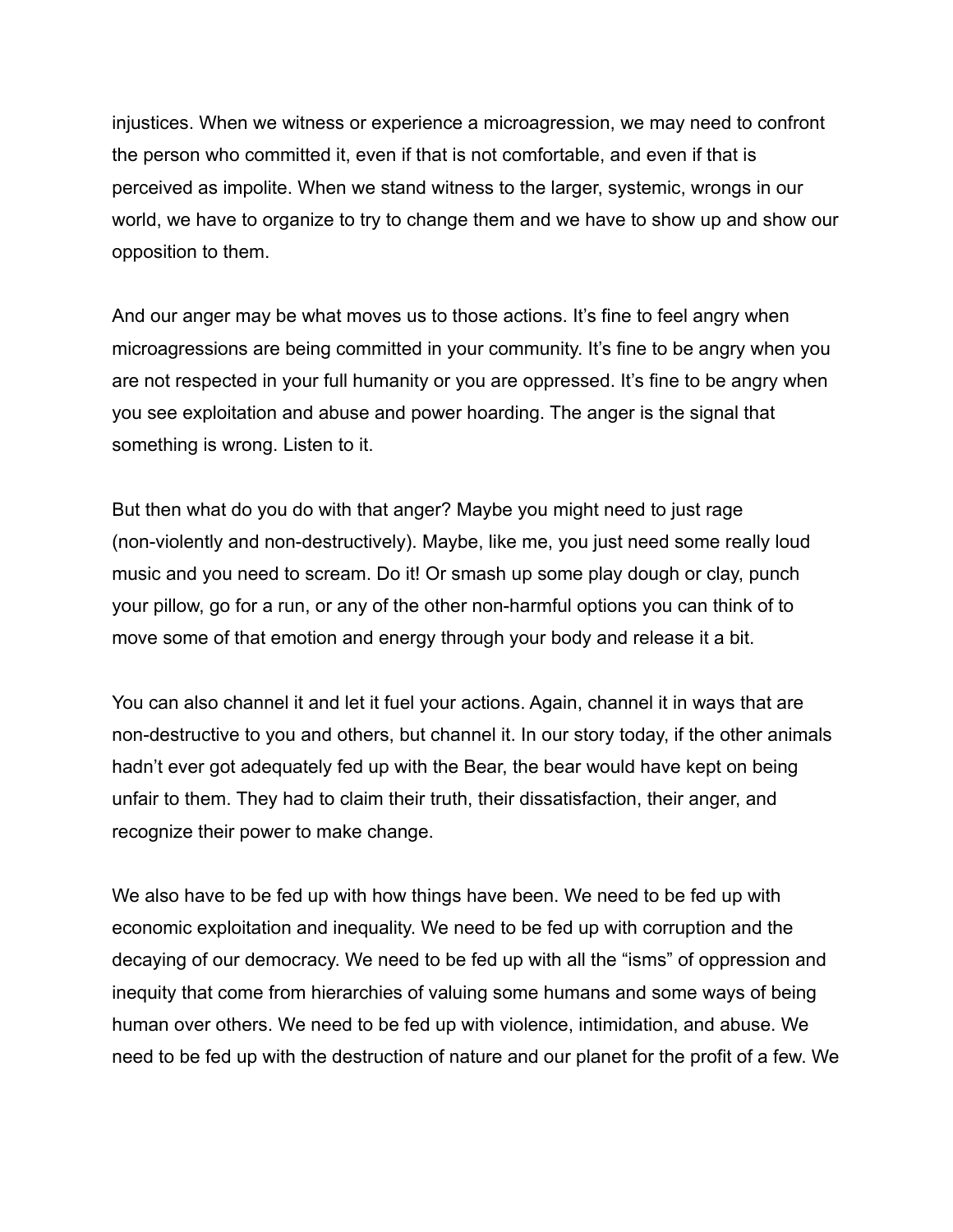injustices. When we witness or experience a microagression, we may need to confront the person who committed it, even if that is not comfortable, and even if that is perceived as impolite. When we stand witness to the larger, systemic, wrongs in our world, we have to organize to try to change them and we have to show up and show our opposition to them.

And our anger may be what moves us to those actions. It's fine to feel angry when microagressions are being committed in your community. It's fine to be angry when you are not respected in your full humanity or you are oppressed. It's fine to be angry when you see exploitation and abuse and power hoarding. The anger is the signal that something is wrong. Listen to it.

But then what do you do with that anger? Maybe you might need to just rage (non-violently and non-destructively). Maybe, like me, you just need some really loud music and you need to scream. Do it! Or smash up some play dough or clay, punch your pillow, go for a run, or any of the other non-harmful options you can think of to move some of that emotion and energy through your body and release it a bit.

You can also channel it and let it fuel your actions. Again, channel it in ways that are non-destructive to you and others, but channel it. In our story today, if the other animals hadn't ever got adequately fed up with the Bear, the bear would have kept on being unfair to them. They had to claim their truth, their dissatisfaction, their anger, and recognize their power to make change.

We also have to be fed up with how things have been. We need to be fed up with economic exploitation and inequality. We need to be fed up with corruption and the decaying of our democracy. We need to be fed up with all the "isms" of oppression and inequity that come from hierarchies of valuing some humans and some ways of being human over others. We need to be fed up with violence, intimidation, and abuse. We need to be fed up with the destruction of nature and our planet for the profit of a few. We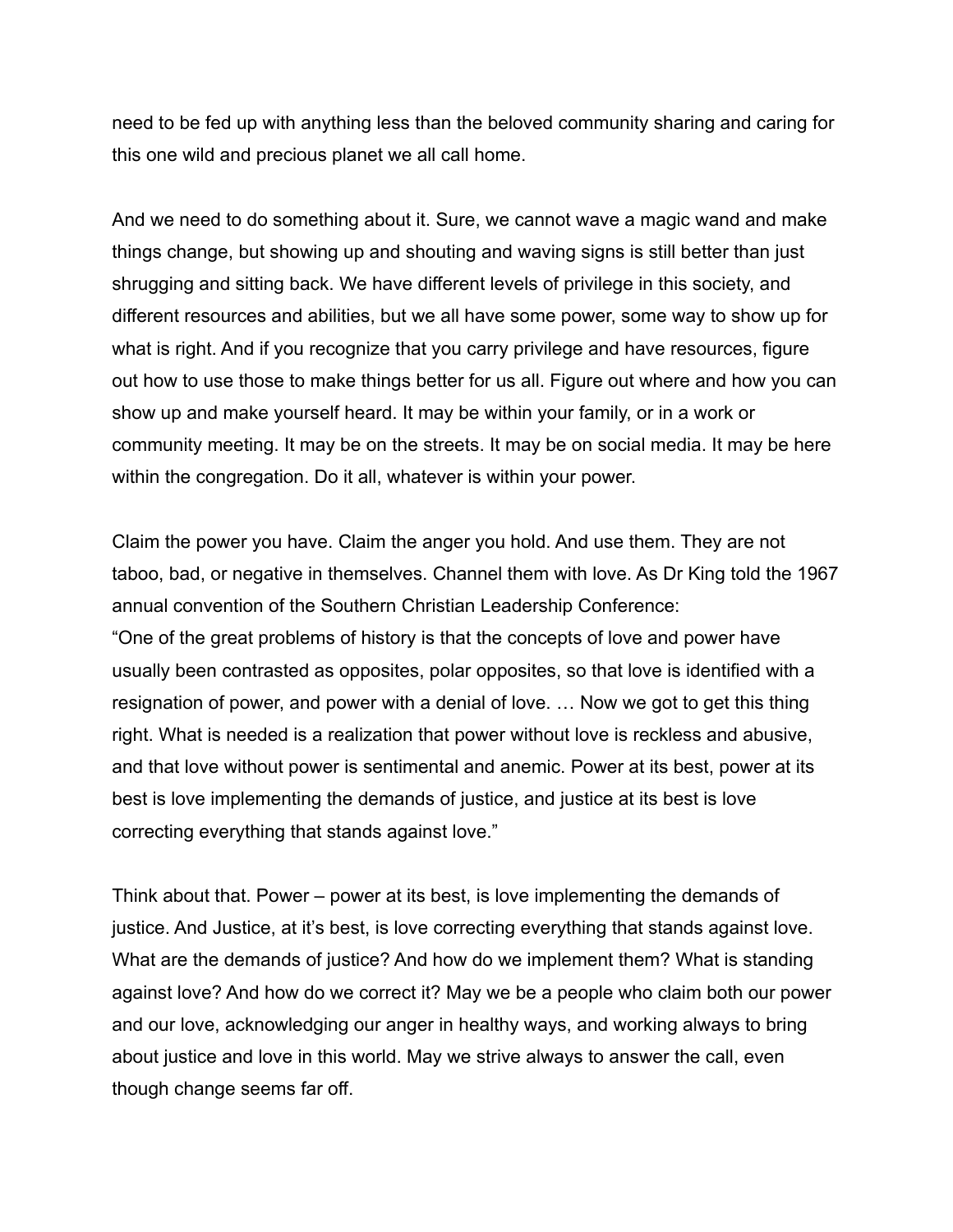need to be fed up with anything less than the beloved community sharing and caring for this one wild and precious planet we all call home.

And we need to do something about it. Sure, we cannot wave a magic wand and make things change, but showing up and shouting and waving signs is still better than just shrugging and sitting back. We have different levels of privilege in this society, and different resources and abilities, but we all have some power, some way to show up for what is right. And if you recognize that you carry privilege and have resources, figure out how to use those to make things better for us all. Figure out where and how you can show up and make yourself heard. It may be within your family, or in a work or community meeting. It may be on the streets. It may be on social media. It may be here within the congregation. Do it all, whatever is within your power.

Claim the power you have. Claim the anger you hold. And use them. They are not taboo, bad, or negative in themselves. Channel them with love. As Dr King told the 1967 annual convention of the Southern Christian Leadership Conference:
"One of the great problems of history is that the concepts of love and power have usually been contrasted as opposites, polar opposites, so that love is identified with a resignation of power, and power with a denial of love. … Now we got to get this thing right. What is needed is a realization that power without love is reckless and abusive, and that love without power is sentimental and anemic. Power at its best, power at its best is love implementing the demands of justice, and justice at its best is love correcting everything that stands against love."

Think about that. Power – power at its best, is love implementing the demands of justice. And Justice, at it's best, is love correcting everything that stands against love. What are the demands of justice? And how do we implement them? What is standing against love? And how do we correct it? May we be a people who claim both our power and our love, acknowledging our anger in healthy ways, and working always to bring about justice and love in this world. May we strive always to answer the call, even though change seems far off.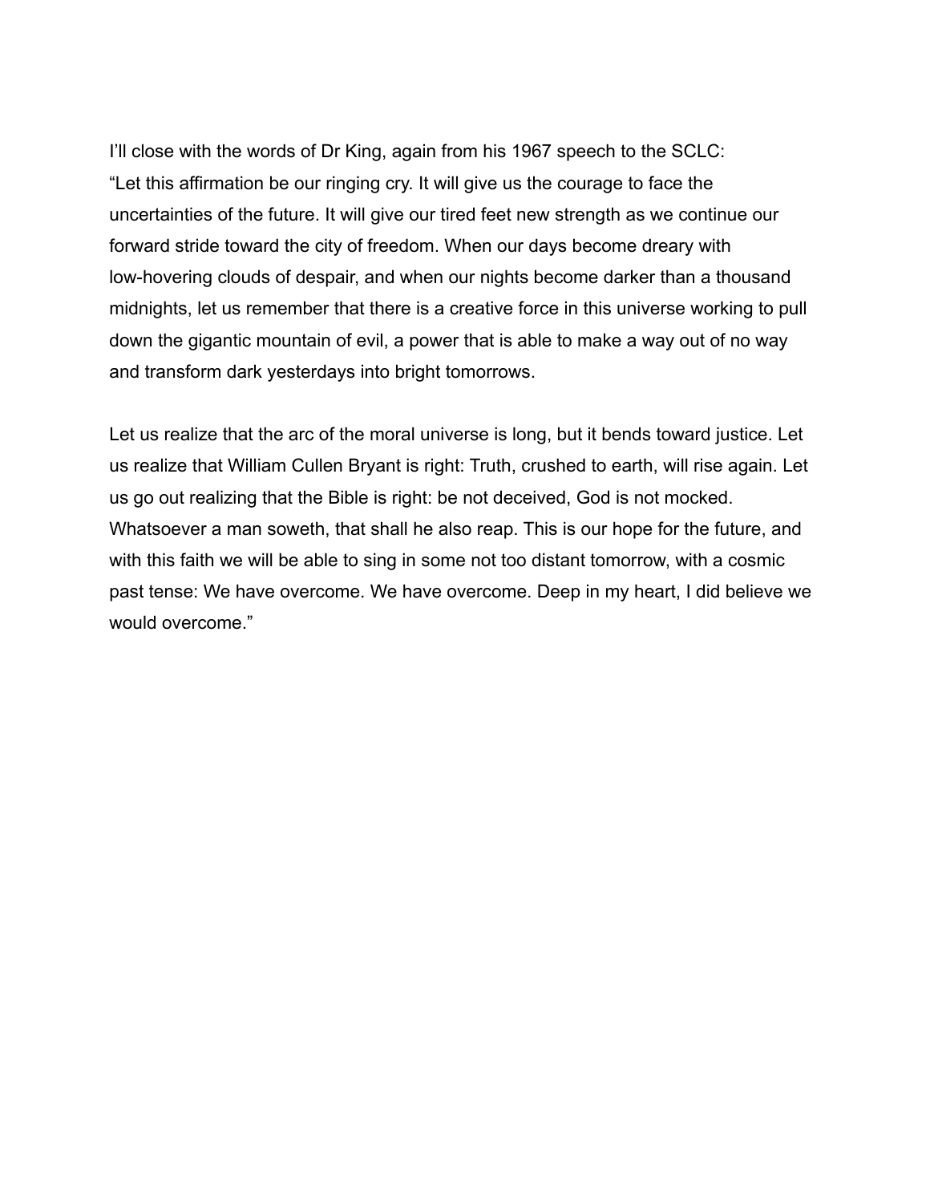I’ll close with the words of Dr King, again from his 1967 speech to the SCLC:
“Let this affirmation be our ringing cry. It will give us the courage to face the uncertainties of the future. It will give our tired feet new strength as we continue our forward stride toward the city of freedom. When our days become dreary with low-hovering clouds of despair, and when our nights become darker than a thousand midnights, let us remember that there is a creative force in this universe working to pull down the gigantic mountain of evil, a power that is able to make a way out of no way and transform dark yesterdays into bright tomorrows.

Let us realize that the arc of the moral universe is long, but it bends toward justice. Let us realize that William Cullen Bryant is right: Truth, crushed to earth, will rise again. Let us go out realizing that the Bible is right: be not deceived, God is not mocked. Whatsoever a man soweth, that shall he also reap. This is our hope for the future, and with this faith we will be able to sing in some not too distant tomorrow, with a cosmic past tense: We have overcome. We have overcome. Deep in my heart, I did believe we would overcome.”